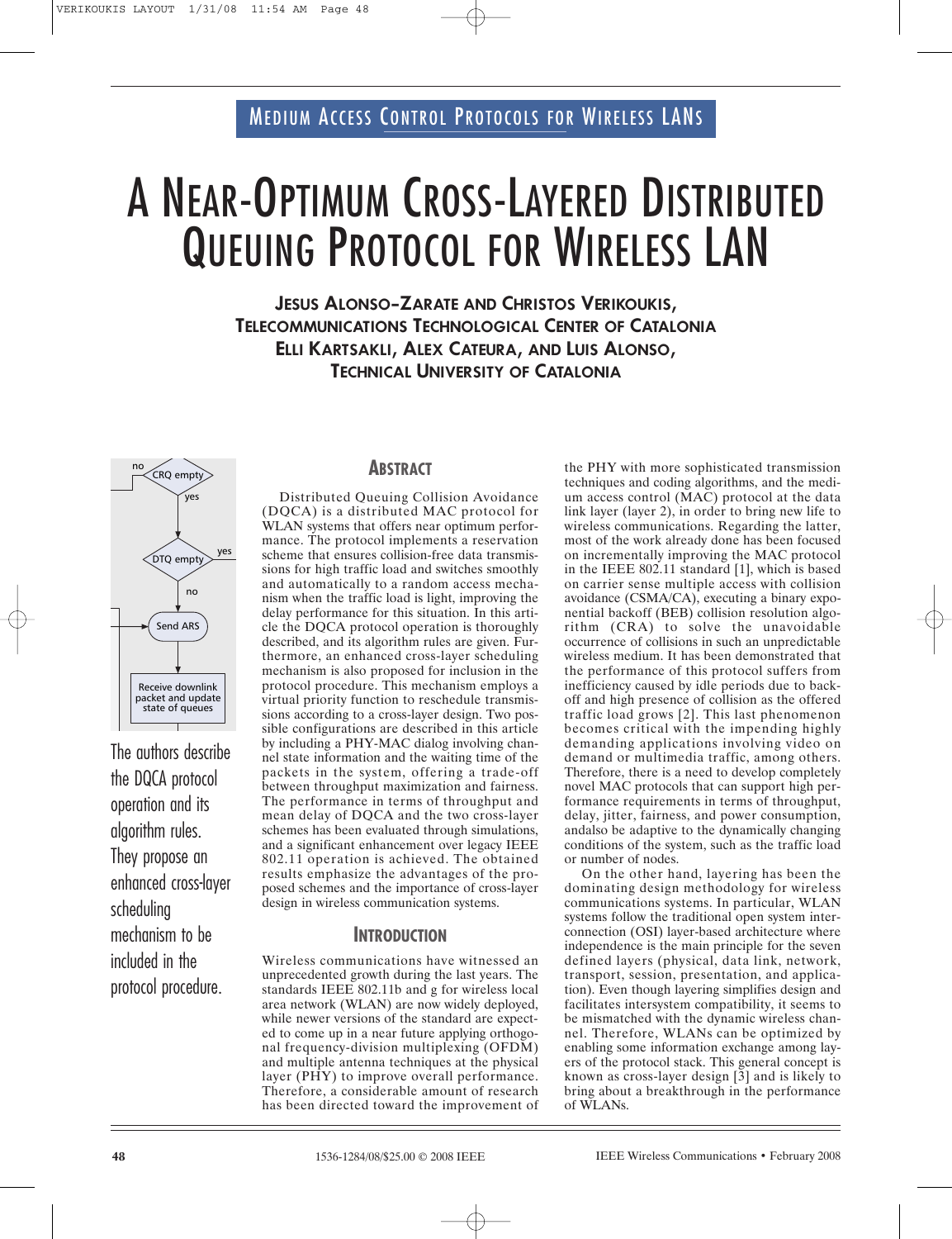Medium Access Control Protocols for Wireless LANs

# A Near-Optimum Cross-Layered Distributed Queuing Protocol for Wireless LAN

**Jesus Alonso-Zarate and Christos Verikoukis, Telecommunications Technological Center of Catalonia**
**Elli Kartsakli, Alex Cateura, and Luis Alonso, Technical University of Catalonia**

The authors describe the DQCA protocol operation and its algorithm rules. They propose an enhanced cross-layer scheduling mechanism to be included in the protocol procedure.

## Abstract

Distributed Queuing Collision Avoidance (DQCA) is a distributed MAC protocol for WLAN systems that offers near optimum performance. The protocol implements a reservation scheme that ensures collision-free data transmissions for high traffic load and switches smoothly and automatically to a random access mechanism when the traffic load is light, improving the delay performance for this situation. In this article the DQCA protocol operation is thoroughly described, and its algorithm rules are given. Furthermore, an enhanced cross-layer scheduling mechanism is also proposed for inclusion in the protocol procedure. This mechanism employs a virtual priority function to reschedule transmissions according to a cross-layer design. Two possible configurations are described in this article by including a PHY-MAC dialog involving channel state information and the waiting time of the packets in the system, offering a trade-off between throughput maximization and fairness. The performance in terms of throughput and mean delay of DQCA and the two cross-layer schemes has been evaluated through simulations, and a significant enhancement over legacy IEEE 802.11 operation is achieved. The obtained results emphasize the advantages of the proposed schemes and the importance of cross-layer design in wireless communication systems.

## Introduction

Wireless communications have witnessed an unprecedented growth during the last years. The standards IEEE 802.11b and g for wireless local area network (WLAN) are now widely deployed, while newer versions of the standard are expected to come up in a near future applying orthogonal frequency-division multiplexing (OFDM) and multiple antenna techniques at the physical layer (PHY) to improve overall performance. Therefore, a considerable amount of research has been directed toward the improvement of the PHY with more sophisticated transmission techniques and coding algorithms, and the medium access control (MAC) protocol at the data link layer (layer 2), in order to bring new life to wireless communications. Regarding the latter, most of the work already done has been focused on incrementally improving the MAC protocol in the IEEE 802.11 standard [1], which is based on carrier sense multiple access with collision avoidance (CSMA/CA), executing a binary exponential backoff (BEB) collision resolution algorithm (CRA) to solve the unavoidable occurrence of collisions in such an unpredictable wireless medium. It has been demonstrated that the performance of this protocol suffers from inefficiency caused by idle periods due to backoff and high presence of collision as the offered traffic load grows [2]. This last phenomenon becomes critical with the impending highly demanding applications involving video on demand or multimedia traffic, among others. Therefore, there is a need to develop completely novel MAC protocols that can support high performance requirements in terms of throughput, delay, jitter, fairness, and power consumption, andalso be adaptive to the dynamically changing conditions of the system, such as the traffic load or number of nodes.

On the other hand, layering has been the dominating design methodology for wireless communications systems. In particular, WLAN systems follow the traditional open system interconnection (OSI) layer-based architecture where independence is the main principle for the seven defined layers (physical, data link, network, transport, session, presentation, and application). Even though layering simplifies design and facilitates intersystem compatibility, it seems to be mismatched with the dynamic wireless channel. Therefore, WLANs can be optimized by enabling some information exchange among layers of the protocol stack. This general concept is known as cross-layer design [3] and is likely to bring about a breakthrough in the performance of WLANs.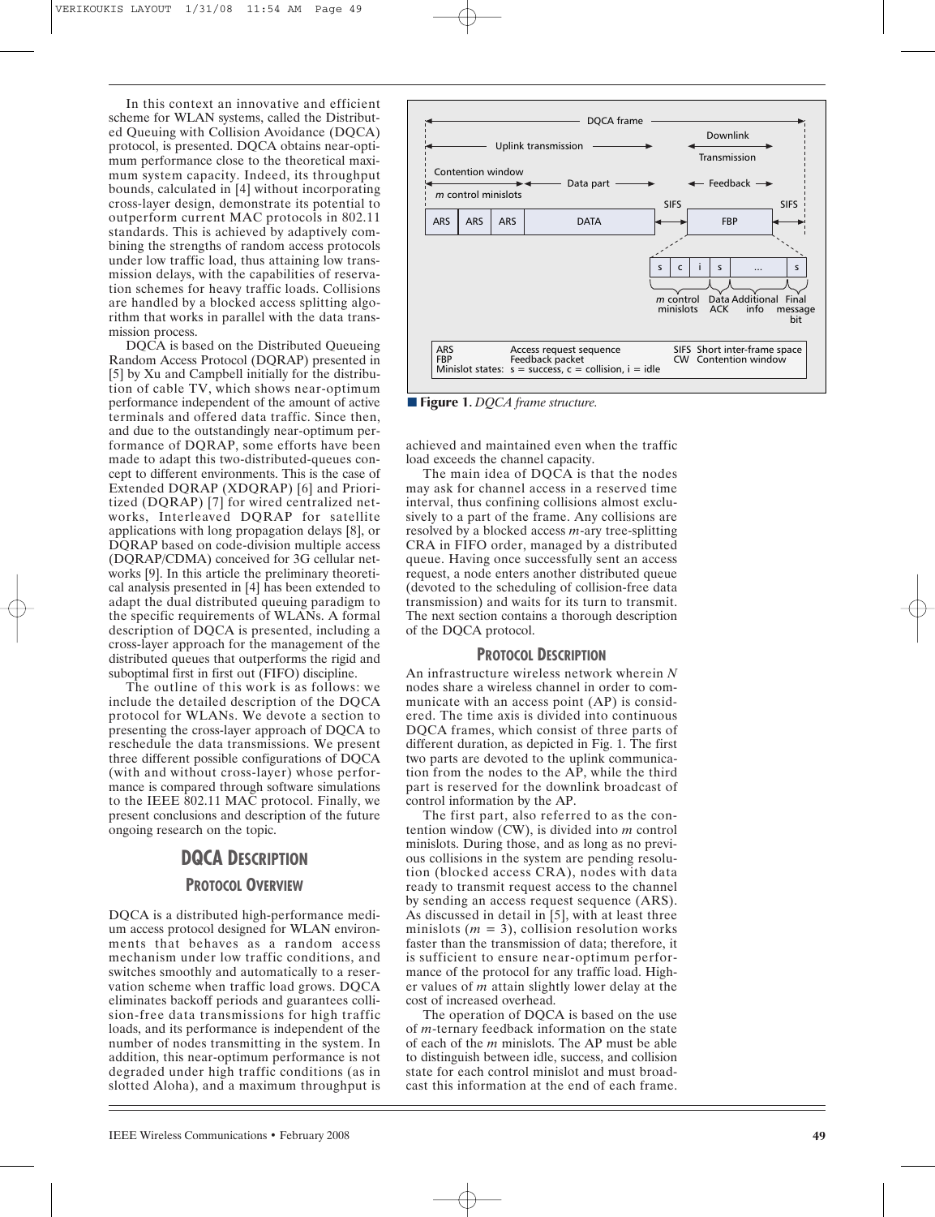In this context an innovative and efficient scheme for WLAN systems, called the Distributed Queuing with Collision Avoidance (DQCA) protocol, is presented. DQCA obtains near-optimum performance close to the theoretical maximum system capacity. Indeed, its throughput bounds, calculated in [4] without incorporating cross-layer design, demonstrate its potential to outperform current MAC protocols in 802.11 standards. This is achieved by adaptively combining the strengths of random access protocols under low traffic load, thus attaining low transmission delays, with the capabilities of reservation schemes for heavy traffic loads. Collisions are handled by a blocked access splitting algorithm that works in parallel with the data transmission process.

DQCA is based on the Distributed Queueing Random Access Protocol (DQRAP) presented in [5] by Xu and Campbell initially for the distribution of cable TV, which shows near-optimum performance independent of the amount of active terminals and offered data traffic. Since then, and due to the outstandingly near-optimum performance of DQRAP, some efforts have been made to adapt this two-distributed-queues concept to different environments. This is the case of Extended DQRAP (XDQRAP) [6] and Prioritized (DQRAP) [7] for wired centralized networks, Interleaved DQRAP for satellite applications with long propagation delays [8], or DQRAP based on code-division multiple access (DQRAP/CDMA) conceived for 3G cellular networks [9]. In this article the preliminary theoretical analysis presented in [4] has been extended to adapt the dual distributed queuing paradigm to the specific requirements of WLANs. A formal description of DQCA is presented, including a cross-layer approach for the management of the distributed queues that outperforms the rigid and suboptimal first in first out (FIFO) discipline.

The outline of this work is as follows: we include the detailed description of the DQCA protocol for WLANs. We devote a section to presenting the cross-layer approach of DQCA to reschedule the data transmissions. We present three different possible configurations of DQCA (with and without cross-layer) whose performance is compared through software simulations to the IEEE 802.11 MAC protocol. Finally, we present conclusions and description of the future ongoing research on the topic.

## DQCA Description

### Protocol Overview

DQCA is a distributed high-performance medium access protocol designed for WLAN environments that behaves as a random access mechanism under low traffic conditions, and switches smoothly and automatically to a reservation scheme when traffic load grows. DQCA eliminates backoff periods and guarantees collision-free data transmissions for high traffic loads, and its performance is independent of the number of nodes transmitting in the system. In addition, this near-optimum performance is not degraded under high traffic conditions (as in slotted Aloha), and a maximum throughput is achieved and maintained even when the traffic load exceeds the channel capacity.

DQCA frame
Uplink transmission
Downlink Transmission
Contention window
*m* control minislots
Data part
Feedback
SIFS
SIFS
ARS ARS ARS DATA
FBP
s c i s ... s
*m* control minislots
Data ACK
Additional info
Final message bit
ARS Access request sequence
FBP Feedback packet
Minislot states: s = success, c = collision, i = idle
SIFS Short inter-frame space
CW Contention window

**Figure 1.** *DQCA frame structure.*

The main idea of DQCA is that the nodes may ask for channel access in a reserved time interval, thus confining collisions almost exclusively to a part of the frame. Any collisions are resolved by a blocked access $m$-ary tree-splitting CRA in FIFO order, managed by a distributed queue. Having once successfully sent an access request, a node enters another distributed queue (devoted to the scheduling of collision-free data transmission) and waits for its turn to transmit. The next section contains a thorough description of the DQCA protocol.

### Protocol Description

An infrastructure wireless network wherein $N$ nodes share a wireless channel in order to communicate with an access point (AP) is considered. The time axis is divided into continuous DQCA frames, which consist of three parts of different duration, as depicted in Fig. 1. The first two parts are devoted to the uplink communication from the nodes to the AP, while the third part is reserved for the downlink broadcast of control information by the AP.

The first part, also referred to as the contention window (CW), is divided into $m$ control minislots. During those, and as long as no previous collisions in the system are pending resolution (blocked access CRA), nodes with data ready to transmit request access to the channel by sending an access request sequence (ARS). As discussed in detail in [5], with at least three minislots ($m = 3$), collision resolution works faster than the transmission of data; therefore, it is sufficient to ensure near-optimum performance of the protocol for any traffic load. Higher values of $m$ attain slightly lower delay at the cost of increased overhead.

The operation of DQCA is based on the use of $m$-ternary feedback information on the state of each of the $m$ minislots. The AP must be able to distinguish between idle, success, and collision state for each control minislot and must broadcast this information at the end of each frame.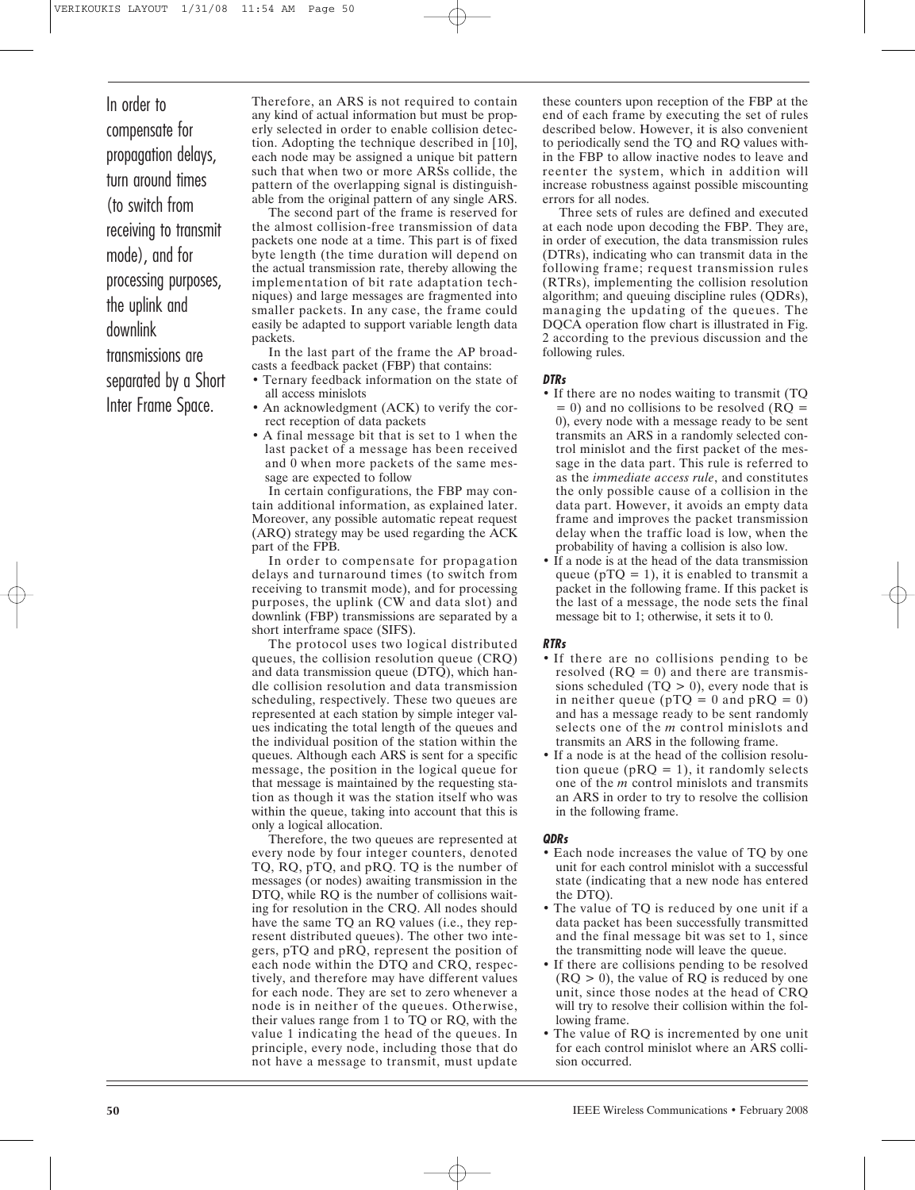In order to compensate for propagation delays, turn around times (to switch from receiving to transmit mode), and for processing purposes, the uplink and downlink transmissions are separated by a Short Inter Frame Space.

Therefore, an ARS is not required to contain any kind of actual information but must be properly selected in order to enable collision detection. Adopting the technique described in [10], each node may be assigned a unique bit pattern such that when two or more ARSs collide, the pattern of the overlapping signal is distinguishable from the original pattern of any single ARS.

The second part of the frame is reserved for the almost collision-free transmission of data packets one node at a time. This part is of fixed byte length (the time duration will depend on the actual transmission rate, thereby allowing the implementation of bit rate adaptation techniques) and large messages are fragmented into smaller packets. In any case, the frame could easily be adapted to support variable length data packets.

In the last part of the frame the AP broadcasts a feedback packet (FBP) that contains:

- Ternary feedback information on the state of all access minislots
- An acknowledgment (ACK) to verify the correct reception of data packets
- A final message bit that is set to 1 when the last packet of a message has been received and 0 when more packets of the same message are expected to follow

In certain configurations, the FBP may contain additional information, as explained later. Moreover, any possible automatic repeat request (ARQ) strategy may be used regarding the ACK part of the FPB.

In order to compensate for propagation delays and turnaround times (to switch from receiving to transmit mode), and for processing purposes, the uplink (CW and data slot) and downlink (FBP) transmissions are separated by a short interframe space (SIFS).

The protocol uses two logical distributed queues, the collision resolution queue (CRQ) and data transmission queue (DTQ), which handle collision resolution and data transmission scheduling, respectively. These two queues are represented at each station by simple integer values indicating the total length of the queues and the individual position of the station within the queues. Although each ARS is sent for a specific message, the position in the logical queue for that message is maintained by the requesting station as though it was the station itself who was within the queue, taking into account that this is only a logical allocation.

Therefore, the two queues are represented at every node by four integer counters, denoted TQ, RQ, pTQ, and pRQ. TQ is the number of messages (or nodes) awaiting transmission in the DTQ, while RQ is the number of collisions waiting for resolution in the CRQ. All nodes should have the same TQ an RQ values (i.e., they represent distributed queues). The other two integers, pTQ and pRQ, represent the position of each node within the DTQ and CRQ, respectively, and therefore may have different values for each node. They are set to zero whenever a node is in neither of the queues. Otherwise, their values range from 1 to TQ or RQ, with the value 1 indicating the head of the queues. In principle, every node, including those that do not have a message to transmit, must update these counters upon reception of the FBP at the end of each frame by executing the set of rules described below. However, it is also convenient to periodically send the TQ and RQ values within the FBP to allow inactive nodes to leave and reenter the system, which in addition will increase robustness against possible miscounting errors for all nodes.

Three sets of rules are defined and executed at each node upon decoding the FBP. They are, in order of execution, the data transmission rules (DTRs), indicating who can transmit data in the following frame; request transmission rules (RTRs), implementing the collision resolution algorithm; and queuing discipline rules (QDRs), managing the updating of the queues. The DQCA operation flow chart is illustrated in Fig. 2 according to the previous discussion and the following rules.

#### DTRs

- If there are no nodes waiting to transmit (TQ = 0) and no collisions to be resolved (RQ = 0), every node with a message ready to be sent transmits an ARS in a randomly selected control minislot and the first packet of the message in the data part. This rule is referred to as the *immediate access rule*, and constitutes the only possible cause of a collision in the data part. However, it avoids an empty data frame and improves the packet transmission delay when the traffic load is low, when the probability of having a collision is also low.
- If a node is at the head of the data transmission queue (pTQ = 1), it is enabled to transmit a packet in the following frame. If this packet is the last of a message, the node sets the final message bit to 1; otherwise, it sets it to 0.

#### RTRs

- If there are no collisions pending to be resolved (RQ = 0) and there are transmissions scheduled (TQ > 0), every node that is in neither queue (pTQ = 0 and pRQ = 0) and has a message ready to be sent randomly selects one of the $m$ control minislots and transmits an ARS in the following frame.
- If a node is at the head of the collision resolution queue (pRQ = 1), it randomly selects one of the $m$ control minislots and transmits an ARS in order to try to resolve the collision in the following frame.

#### QDRs

- Each node increases the value of TQ by one unit for each control minislot with a successful state (indicating that a new node has entered the DTQ).
- The value of TQ is reduced by one unit if a data packet has been successfully transmitted and the final message bit was set to 1, since the transmitting node will leave the queue.
- If there are collisions pending to be resolved (RQ > 0), the value of RQ is reduced by one unit, since those nodes at the head of CRQ will try to resolve their collision within the following frame.
- The value of RQ is incremented by one unit for each control minislot where an ARS collision occurred.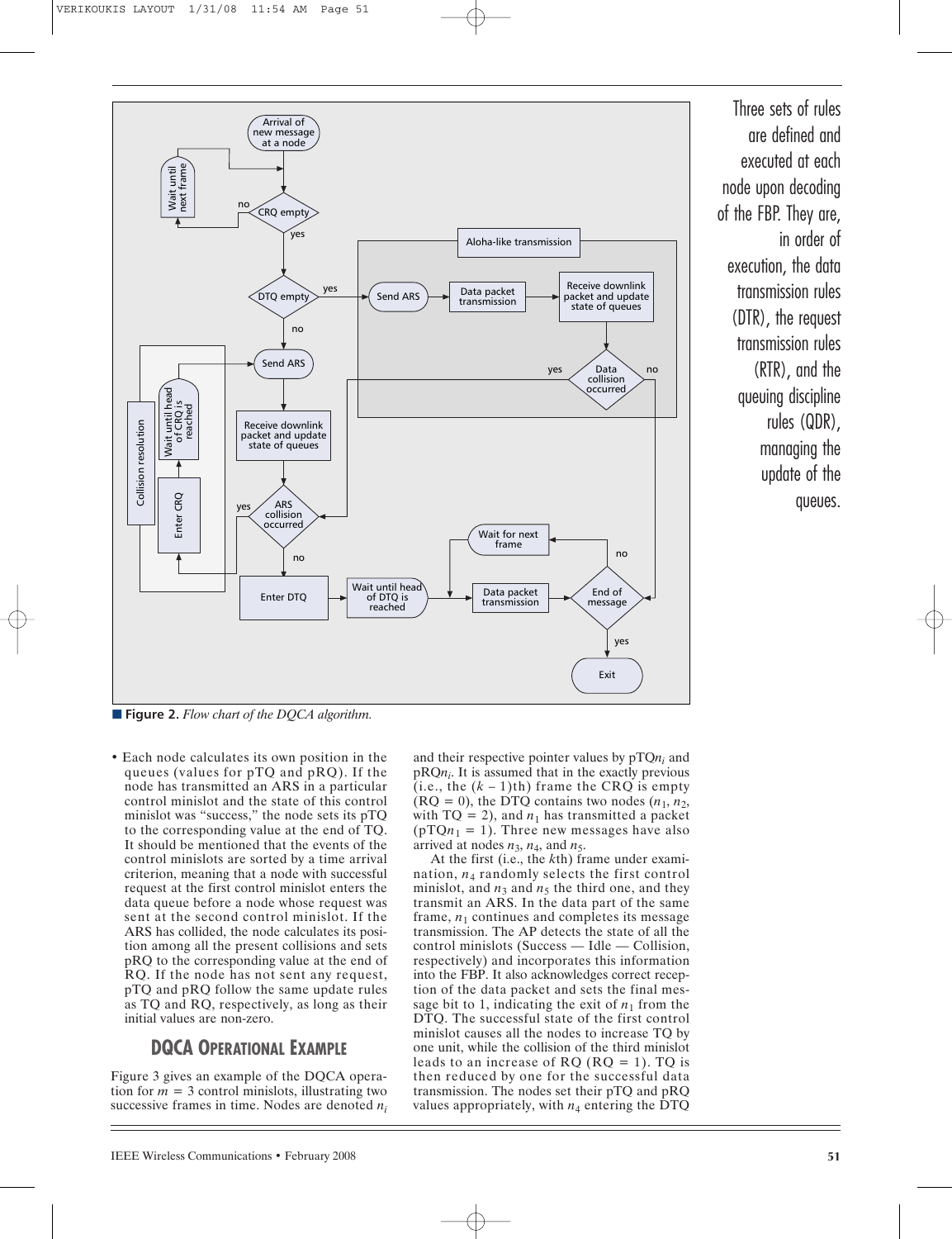**Figure 2.** *Flow chart of the DQCA algorithm.*

Three sets of rules are defined and executed at each node upon decoding of the FBP. They are, in order of execution, the data transmission rules (DTR), the request transmission rules (RTR), and the queuing discipline rules (QDR), managing the update of the queues.

- Each node calculates its own position in the queues (values for pTQ and pRQ). If the node has transmitted an ARS in a particular control minislot and the state of this control minislot was "success," the node sets its pTQ to the corresponding value at the end of TQ. It should be mentioned that the events of the control minislots are sorted by a time arrival criterion, meaning that a node with successful request at the first control minislot enters the data queue before a node whose request was sent at the second control minislot. If the ARS has collided, the node calculates its position among all the present collisions and sets pRQ to the corresponding value at the end of RQ. If the node has not sent any request, pTQ and pRQ follow the same update rules as TQ and RQ, respectively, as long as their initial values are non-zero.

## DQCA Operational Example

Figure 3 gives an example of the DQCA operation for $m = 3$ control minislots, illustrating two successive frames in time. Nodes are denoted $n_i$ and their respective pointer values by pTQ$n_i$ and pRQ$n_i$. It is assumed that in the exactly previous (i.e., the $(k - 1)$th) frame the CRQ is empty (RQ = 0), the DTQ contains two nodes ($n_1$, $n_2$, with TQ = 2), and $n_1$ has transmitted a packet (pTQ$n_1$ = 1). Three new messages have also arrived at nodes $n_3$, $n_4$, and $n_5$.

At the first (i.e., the $k$th) frame under examination, $n_4$ randomly selects the first control minislot, and $n_3$ and $n_5$ the third one, and they transmit an ARS. In the data part of the same frame, $n_1$ continues and completes its message transmission. The AP detects the state of all the control minislots (Success — Idle — Collision, respectively) and incorporates this information into the FBP. It also acknowledges correct reception of the data packet and sets the final message bit to 1, indicating the exit of $n_1$ from the DTQ. The successful state of the first control minislot causes all the nodes to increase TQ by one unit, while the collision of the third minislot leads to an increase of RQ (RQ = 1). TQ is then reduced by one for the successful data transmission. The nodes set their pTQ and pRQ values appropriately, with $n_4$ entering the DTQ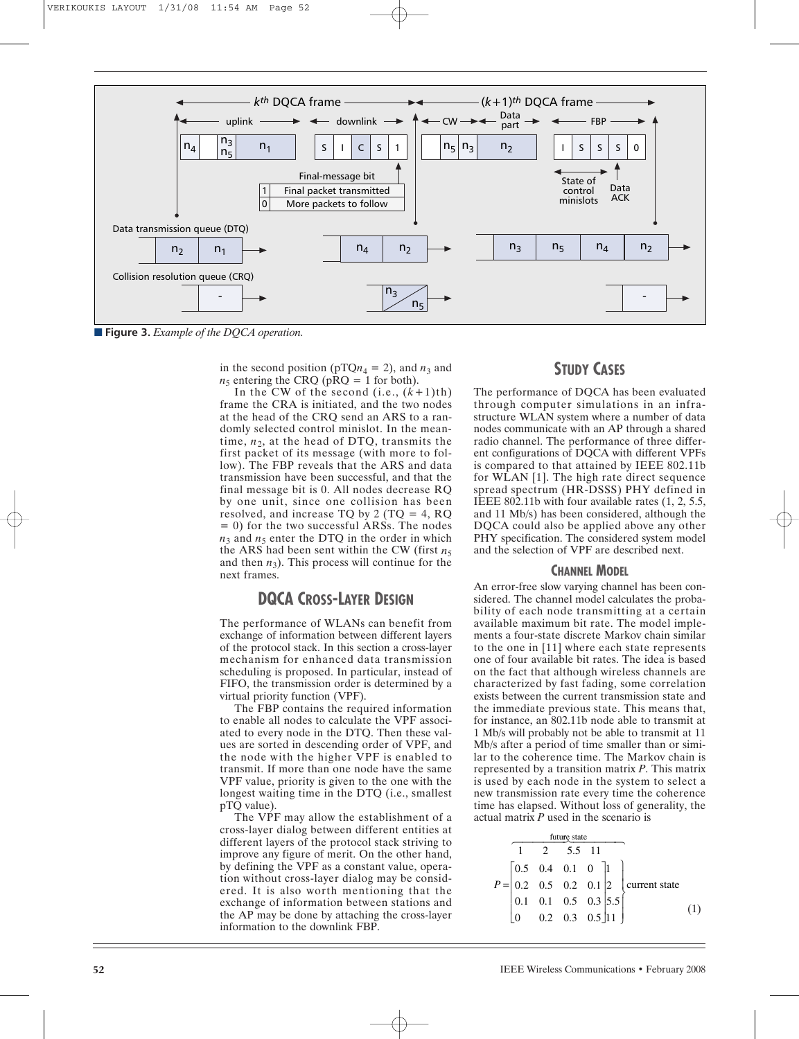**Figure 3.** *Example of the DQCA operation.*

in the second position ($pTQn_4 = 2$), and $n_3$ and $n_5$ entering the CRQ (pRQ = 1 for both).

In the CW of the second (i.e., $(k+1)$th) frame the CRA is initiated, and the two nodes at the head of the CRQ send an ARS to a randomly selected control minislot. In the meantime, $n_2$, at the head of DTQ, transmits the first packet of its message (with more to follow). The FBP reveals that the ARS and data transmission have been successful, and that the final message bit is 0. All nodes decrease RQ by one unit, since one collision has been resolved, and increase TQ by 2 (TQ = 4, RQ = 0) for the two successful ARSs. The nodes $n_3$ and $n_5$ enter the DTQ in the order in which the ARS had been sent within the CW (first $n_5$ and then $n_3$). This process will continue for the next frames.

## DQCA Cross-Layer Design

The performance of WLANs can benefit from exchange of information between different layers of the protocol stack. In this section a cross-layer mechanism for enhanced data transmission scheduling is proposed. In particular, instead of FIFO, the transmission order is determined by a virtual priority function (VPF).

The FBP contains the required information to enable all nodes to calculate the VPF associated to every node in the DTQ. Then these values are sorted in descending order of VPF, and the node with the higher VPF is enabled to transmit. If more than one node have the same VPF value, priority is given to the one with the longest waiting time in the DTQ (i.e., smallest pTQ value).

The VPF may allow the establishment of a cross-layer dialog between different entities at different layers of the protocol stack striving to improve any figure of merit. On the other hand, by defining the VPF as a constant value, operation without cross-layer dialog may be considered. It is also worth mentioning that the exchange of information between stations and the AP may be done by attaching the cross-layer information to the downlink FBP.

## Study Cases

The performance of DQCA has been evaluated through computer simulations in an infrastructure WLAN system where a number of data nodes communicate with an AP through a shared radio channel. The performance of three different configurations of DQCA with different VPFs is compared to that attained by IEEE 802.11b for WLAN [1]. The high rate direct sequence spread spectrum (HR-DSSS) PHY defined in IEEE 802.11b with four available rates (1, 2, 5.5, and 11 Mb/s) has been considered, although the DQCA could also be applied above any other PHY specification. The considered system model and the selection of VPF are described next.

### Channel Model

An error-free slow varying channel has been considered. The channel model calculates the probability of each node transmitting at a certain available maximum bit rate. The model implements a four-state discrete Markov chain similar to the one in [11] where each state represents one of four available bit rates. The idea is based on the fact that although wireless channels are characterized by fast fading, some correlation exists between the current transmission state and the immediate previous state. This means that, for instance, an 802.11b node able to transmit at 1 Mb/s will probably not be able to transmit at 11 Mb/s after a period of time smaller than or similar to the coherence time. The Markov chain is represented by a transition matrix *P*. This matrix is used by each node in the system to select a new transmission rate every time the coherence time has elapsed. Without loss of generality, the actual matrix *P* used in the scenario is

$$P = \begin{array}{c} \text{future state} \\ \begin{array}{cccc} 1 & 2 & 5.5 & 11 \end{array} \\ \begin{bmatrix} 0.5 & 0.4 & 0.1 & 0 \\ 0.2 & 0.5 & 0.2 & 0.1 \\ 0.1 & 0.1 & 0.5 & 0.3 \\ 0 & 0.2 & 0.3 & 0.5 \end{bmatrix} \end{array} \begin{array}{c} \\ \\ 1 \\ 2 \\ 5.5 \\ 11 \end{array} \text{ current state} \qquad (1)$$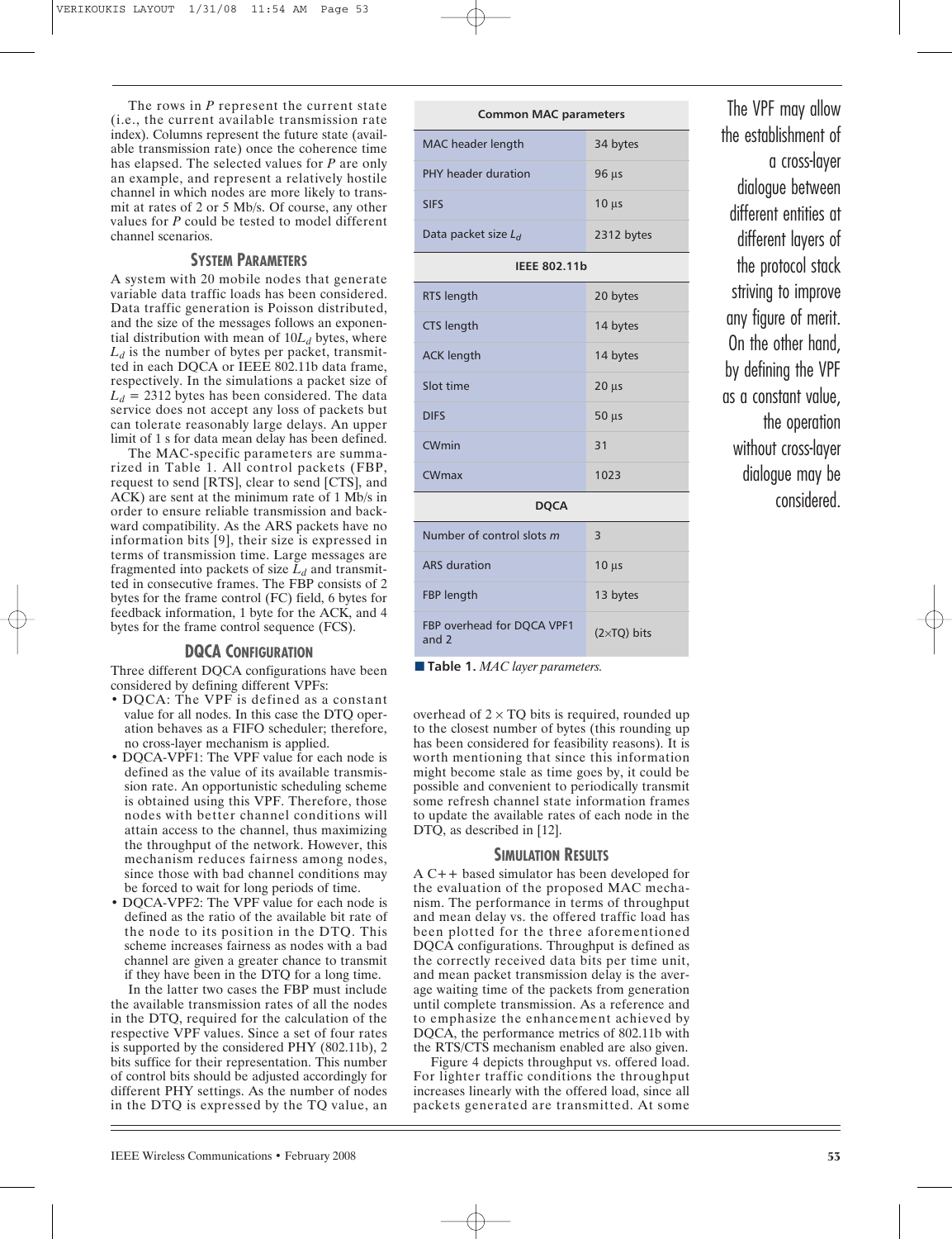The rows in $P$ represent the current state (i.e., the current available transmission rate index). Columns represent the future state (available transmission rate) once the coherence time has elapsed. The selected values for $P$ are only an example, and represent a relatively hostile channel in which nodes are more likely to transmit at rates of 2 or 5 Mb/s. Of course, any other values for $P$ could be tested to model different channel scenarios.

## SYSTEM PARAMETERS

A system with 20 mobile nodes that generate variable data traffic loads has been considered. Data traffic generation is Poisson distributed, and the size of the messages follows an exponential distribution with mean of $10L_d$ bytes, where $L_d$ is the number of bytes per packet, transmitted in each DQCA or IEEE 802.11b data frame, respectively. In the simulations a packet size of $L_d$ = 2312 bytes has been considered. The data service does not accept any loss of packets but can tolerate reasonably large delays. An upper limit of 1 s for data mean delay has been defined.

The MAC-specific parameters are summarized in Table 1. All control packets (FBP, request to send [RTS], clear to send [CTS], and ACK) are sent at the minimum rate of 1 Mb/s in order to ensure reliable transmission and backward compatibility. As the ARS packets have no information bits [9], their size is expressed in terms of transmission time. Large messages are fragmented into packets of size $L_d$ and transmitted in consecutive frames. The FBP consists of 2 bytes for the frame control (FC) field, 6 bytes for feedback information, 1 byte for the ACK, and 4 bytes for the frame control sequence (FCS).

## DQCA CONFIGURATION

Three different DQCA configurations have been considered by defining different VPFs:

- DQCA: The VPF is defined as a constant value for all nodes. In this case the DTQ operation behaves as a FIFO scheduler; therefore, no cross-layer mechanism is applied.
- DQCA-VPF1: The VPF value for each node is defined as the value of its available transmission rate. An opportunistic scheduling scheme is obtained using this VPF. Therefore, those nodes with better channel conditions will attain access to the channel, thus maximizing the throughput of the network. However, this mechanism reduces fairness among nodes, since those with bad channel conditions may be forced to wait for long periods of time.
- DQCA-VPF2: The VPF value for each node is defined as the ratio of the available bit rate of the node to its position in the DTQ. This scheme increases fairness as nodes with a bad channel are given a greater chance to transmit if they have been in the DTQ for a long time.

In the latter two cases the FBP must include the available transmission rates of all the nodes in the DTQ, required for the calculation of the respective VPF values. Since a set of four rates is supported by the considered PHY (802.11b), 2 bits suffice for their representation. This number of control bits should be adjusted accordingly for different PHY settings. As the number of nodes in the DTQ is expressed by the TQ value, an overhead of $2 \times$ TQ bits is required, rounded up to the closest number of bytes (this rounding up has been considered for feasibility reasons). It is worth mentioning that since this information might become stale as time goes by, it could be possible and convenient to periodically transmit some refresh channel state information frames to update the available rates of each node in the DTQ, as described in [12].

| Common MAC parameters | |
|---|---|
| MAC header length | 34 bytes |
| PHY header duration | 96 µs |
| SIFS | 10 µs |
| Data packet size $L_d$ | 2312 bytes |
| **IEEE 802.11b** | |
| RTS length | 20 bytes |
| CTS length | 14 bytes |
| ACK length | 14 bytes |
| Slot time | 20 µs |
| DIFS | 50 µs |
| CWmin | 31 |
| CWmax | 1023 |
| **DQCA** | |
| Number of control slots $m$ | 3 |
| ARS duration | 10 µs |
| FBP length | 13 bytes |
| FBP overhead for DQCA VPF1 and 2 | ($2\times$TQ) bits |

**Table 1.** *MAC layer parameters.*

The VPF may allow the establishment of a cross-layer dialogue between different entities at different layers of the protocol stack striving to improve any figure of merit. On the other hand, by defining the VPF as a constant value, the operation without cross-layer dialogue may be considered.

## SIMULATION RESULTS

A C++ based simulator has been developed for the evaluation of the proposed MAC mechanism. The performance in terms of throughput and mean delay vs. the offered traffic load has been plotted for the three aforementioned DQCA configurations. Throughput is defined as the correctly received data bits per time unit, and mean packet transmission delay is the average waiting time of the packets from generation until complete transmission. As a reference and to emphasize the enhancement achieved by DQCA, the performance metrics of 802.11b with the RTS/CTS mechanism enabled are also given.

Figure 4 depicts throughput vs. offered load. For lighter traffic conditions the throughput increases linearly with the offered load, since all packets generated are transmitted. At some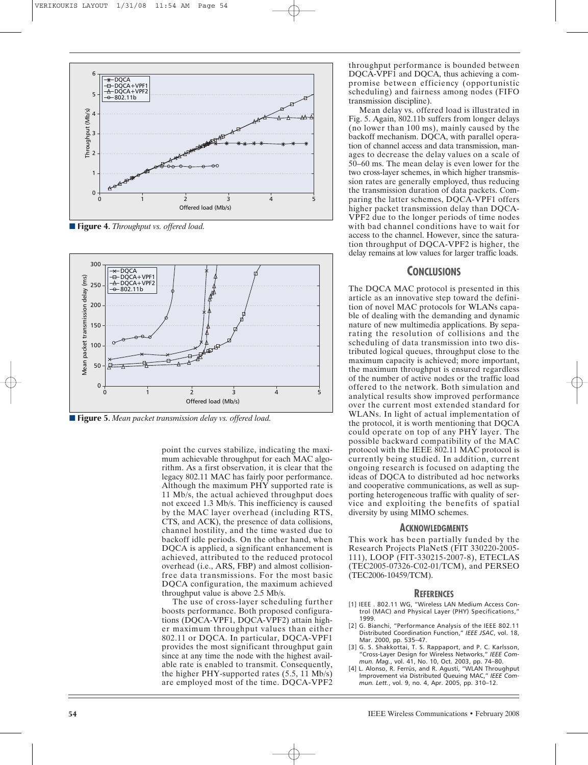**Figure 4.** *Throughput vs. offered load.*

**Figure 5.** *Mean packet transmission delay vs. offered load.*

point the curves stabilize, indicating the maximum achievable throughput for each MAC algorithm. As a first observation, it is clear that the legacy 802.11 MAC has fairly poor performance. Although the maximum PHY supported rate is 11 Mb/s, the actual achieved throughput does not exceed 1.3 Mb/s. This inefficiency is caused by the MAC layer overhead (including RTS, CTS, and ACK), the presence of data collisions, channel hostility, and the time wasted due to backoff idle periods. On the other hand, when DQCA is applied, a significant enhancement is achieved, attributed to the reduced protocol overhead (i.e., ARS, FBP) and almost collision-free data transmissions. For the most basic DQCA configuration, the maximum achieved throughput value is above 2.5 Mb/s.

The use of cross-layer scheduling further boosts performance. Both proposed configurations (DQCA-VPF1, DQCA-VPF2) attain higher maximum throughput values than either 802.11 or DQCA. In particular, DQCA-VPF1 provides the most significant throughput gain since at any time the node with the highest available rate is enabled to transmit. Consequently, the higher PHY-supported rates (5.5, 11 Mb/s) are employed most of the time. DQCA-VPF2 throughput performance is bounded between DQCA-VPF1 and DQCA, thus achieving a compromise between efficiency (opportunistic scheduling) and fairness among nodes (FIFO transmission discipline).

Mean delay vs. offered load is illustrated in Fig. 5. Again, 802.11b suffers from longer delays (no lower than 100 ms), mainly caused by the backoff mechanism. DQCA, with parallel operation of channel access and data transmission, manages to decrease the delay values on a scale of 50–60 ms. The mean delay is even lower for the two cross-layer schemes, in which higher transmission rates are generally employed, thus reducing the transmission duration of data packets. Comparing the latter schemes, DQCA-VPF1 offers higher packet transmission delay than DQCA-VPF2 due to the longer periods of time nodes with bad channel conditions have to wait for access to the channel. However, since the saturation throughput of DQCA-VPF2 is higher, the delay remains at low values for larger traffic loads.

## Conclusions

The DQCA MAC protocol is presented in this article as an innovative step toward the definition of novel MAC protocols for WLANs capable of dealing with the demanding and dynamic nature of new multimedia applications. By separating the resolution of collisions and the scheduling of data transmission into two distributed logical queues, throughput close to the maximum capacity is achieved; more important, the maximum throughput is ensured regardless of the number of active nodes or the traffic load offered to the network. Both simulation and analytical results show improved performance over the current most extended standard for WLANs. In light of actual implementation of the protocol, it is worth mentioning that DQCA could operate on top of any PHY layer. The possible backward compatibility of the MAC protocol with the IEEE 802.11 MAC protocol is currently being studied. In addition, current ongoing research is focused on adapting the ideas of DQCA to distributed ad hoc networks and cooperative communications, as well as supporting heterogeneous traffic with quality of service and exploiting the benefits of spatial diversity by using MIMO schemes.

## Acknowledgments

This work has been partially funded by the Research Projects PlaNetS (FIT 330220-2005-111), LOOP (FIT-330215-2007-8), ETECLAS (TEC2005-07326-C02-01/TCM), and PERSEO (TEC2006-10459/TCM).

## References

[1] IEEE . 802.11 WG, "Wireless LAN Medium Access Control (MAC) and Physical Layer (PHY) Specifications," 1999.

[2] G. Bianchi, "Performance Analysis of the IEEE 802.11 Distributed Coordination Function," *IEEE JSAC*, vol. 18, Mar. 2000, pp. 535–47.

[3] G. S. Shakkottai, T. S. Rappaport, and P. C. Karlsson, "Cross-Layer Design for Wireless Networks," *IEEE Commun. Mag.*, vol. 41, No. 10, Oct. 2003, pp. 74–80.

[4] L. Alonso, R. Ferrús, and R. Agustí, "WLAN Throughput Improvement via Distributed Queuing MAC," *IEEE Commun. Lett.*, vol. 9, no. 4, Apr. 2005, pp. 310–12.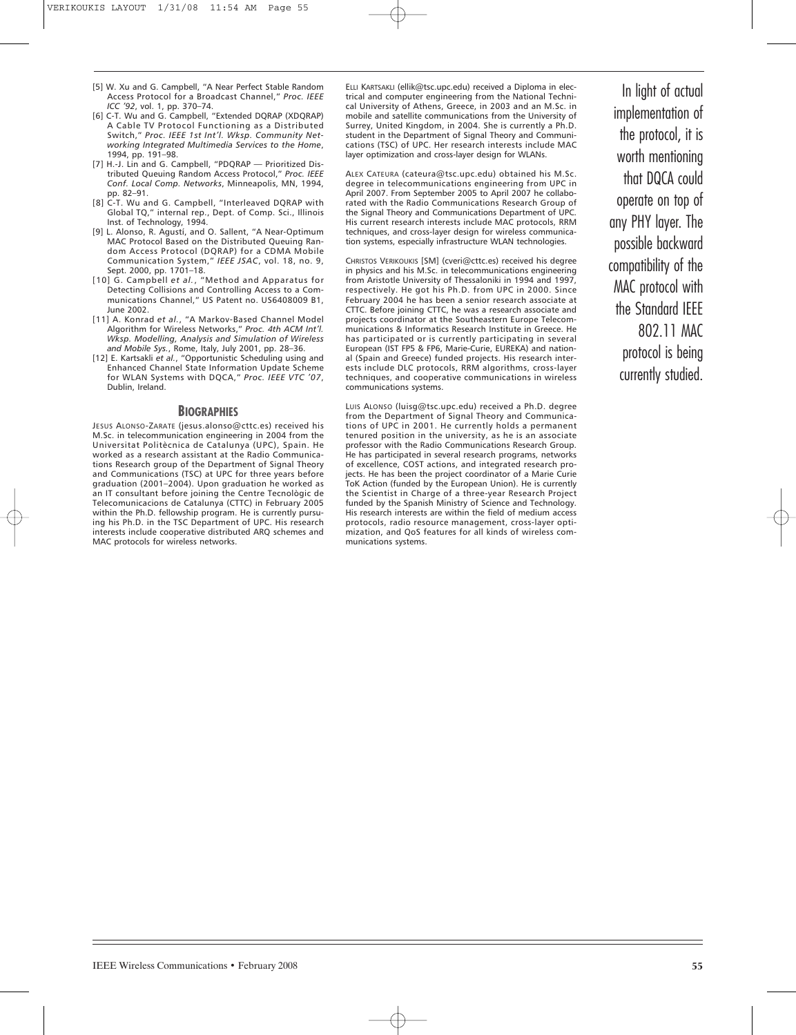[5] W. Xu and G. Campbell, "A Near Perfect Stable Random Access Protocol for a Broadcast Channel," *Proc. IEEE ICC '92*, vol. 1, pp. 370–74.

[6] C-T. Wu and G. Campbell, "Extended DQRAP (XDQRAP) A Cable TV Protocol Functioning as a Distributed Switch," *Proc. IEEE 1st Int'l. Wksp. Community Networking Integrated Multimedia Services to the Home*, 1994, pp. 191–98.

[7] H.-J. Lin and G. Campbell, "PDQRAP — Prioritized Distributed Queuing Random Access Protocol," *Proc. IEEE Conf. Local Comp. Networks*, Minneapolis, MN, 1994, pp. 82–91.

[8] C-T. Wu and G. Campbell, "Interleaved DQRAP with Global TQ," internal rep., Dept. of Comp. Sci., Illinois Inst. of Technology, 1994.

[9] L. Alonso, R. Agustí, and O. Sallent, "A Near-Optimum MAC Protocol Based on the Distributed Queuing Random Access Protocol (DQRAP) for a CDMA Mobile Communication System," *IEEE JSAC*, vol. 18, no. 9, Sept. 2000, pp. 1701–18.

[10] G. Campbell *et al.*, "Method and Apparatus for Detecting Collisions and Controlling Access to a Communications Channel," US Patent no. US6408009 B1, June 2002.

[11] A. Konrad *et al.*, "A Markov-Based Channel Model Algorithm for Wireless Networks," *Proc. 4th ACM Int'l. Wksp. Modelling, Analysis and Simulation of Wireless and Mobile Sys.*, Rome, Italy, July 2001, pp. 28–36.

[12] E. Kartsakli *et al.*, "Opportunistic Scheduling using and Enhanced Channel State Information Update Scheme for WLAN Systems with DQCA," *Proc. IEEE VTC '07*, Dublin, Ireland.

## Biographies

JESUS ALONSO-ZARATE (jesus.alonso@cttc.es) received his M.Sc. in telecommunication engineering in 2004 from the Universitat Politècnica de Catalunya (UPC), Spain. He worked as a research assistant at the Radio Communications Research group of the Department of Signal Theory and Communications (TSC) at UPC for three years before graduation (2001–2004). Upon graduation he worked as an IT consultant before joining the Centre Tecnològic de Telecomunicacions de Catalunya (CTTC) in February 2005 within the Ph.D. fellowship program. He is currently pursuing his Ph.D. in the TSC Department of UPC. His research interests include cooperative distributed ARQ schemes and MAC protocols for wireless networks.

ELLI KARTSAKLI (ellik@tsc.upc.edu) received a Diploma in electrical and computer engineering from the National Technical University of Athens, Greece, in 2003 and an M.Sc. in mobile and satellite communications from the University of Surrey, United Kingdom, in 2004. She is currently a Ph.D. student in the Department of Signal Theory and Communications (TSC) of UPC. Her research interests include MAC layer optimization and cross-layer design for WLANs.

ALEX CATEURA (cateura@tsc.upc.edu) obtained his M.Sc. degree in telecommunications engineering from UPC in April 2007. From September 2005 to April 2007 he collaborated with the Radio Communications Research Group of the Signal Theory and Communications Department of UPC. His current research interests include MAC protocols, RRM techniques, and cross-layer design for wireless communication systems, especially infrastructure WLAN technologies.

CHRISTOS VERIKOUKIS [SM] (cveri@cttc.es) received his degree in physics and his M.Sc. in telecommunications engineering from Aristotle University of Thessaloniki in 1994 and 1997, respectively. He got his Ph.D. from UPC in 2000. Since February 2004 he has been a senior research associate at CTTC. Before joining CTTC, he was a research associate and projects coordinator at the Southeastern Europe Telecommunications & Informatics Research Institute in Greece. He has participated or is currently participating in several European (IST FP5 & FP6, Marie-Curie, EUREKA) and national (Spain and Greece) funded projects. His research interests include DLC protocols, RRM algorithms, cross-layer techniques, and cooperative communications in wireless communications systems.

LUIS ALONSO (luisg@tsc.upc.edu) received a Ph.D. degree from the Department of Signal Theory and Communications of UPC in 2001. He currently holds a permanent tenured position in the university, as he is an associate professor with the Radio Communications Research Group. He has participated in several research programs, networks of excellence, COST actions, and integrated research projects. He has been the project coordinator of a Marie Curie ToK Action (funded by the European Union). He is currently the Scientist in Charge of a three-year Research Project funded by the Spanish Ministry of Science and Technology. His research interests are within the field of medium access protocols, radio resource management, cross-layer optimization, and QoS features for all kinds of wireless communications systems.

In light of actual implementation of the protocol, it is worth mentioning that DQCA could operate on top of any PHY layer. The possible backward compatibility of the MAC protocol with the Standard IEEE 802.11 MAC protocol is being currently studied.